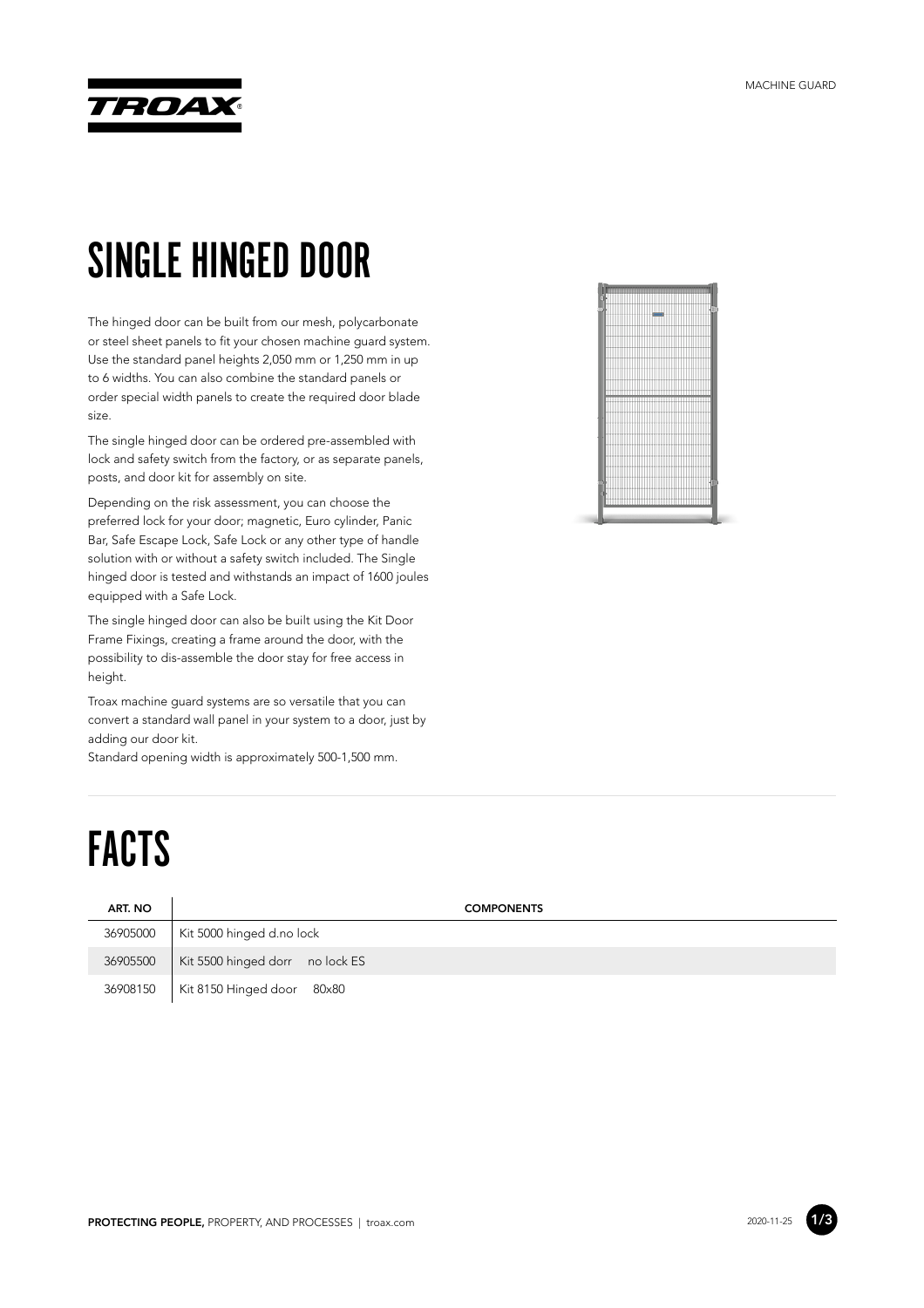# SINGLE HINGED DOOR

The hinged door can be built from our mesh, polycarbonate or steel sheet panels to fit your chosen machine guard system. Use the standard panel heights 2,050 mm or 1,250 mm in up to 6 widths. You can also combine the standard panels or order special width panels to create the required door blade size.

The single hinged door can be ordered pre-assembled with lock and safety switch from the factory, or as separate panels, posts, and door kit for assembly on site.

Depending on the risk assessment, you can choose the preferred lock for your door; magnetic, Euro cylinder, Panic Bar, Safe Escape Lock, Safe Lock or any other type of handle solution with or without a safety switch included. The Single hinged door is tested and withstands an impact of 1600 joules equipped with a Safe Lock.

The single hinged door can also be built using the Kit Door Frame Fixings, creating a frame around the door, with the possibility to dis-assemble the door stay for free access in height.

Troax machine guard systems are so versatile that you can convert a standard wall panel in your system to a door, just by adding our door kit.
Standard opening width is approximately 500-1,500 mm.

# FACTS

| ART. NO | COMPONENTS |
|---|---|
| 36905000 | Kit 5000 hinged d.no lock |
| 36905500 | Kit 5500 hinged dorr no lock ES |
| 36908150 | Kit 8150 Hinged door 80x80 |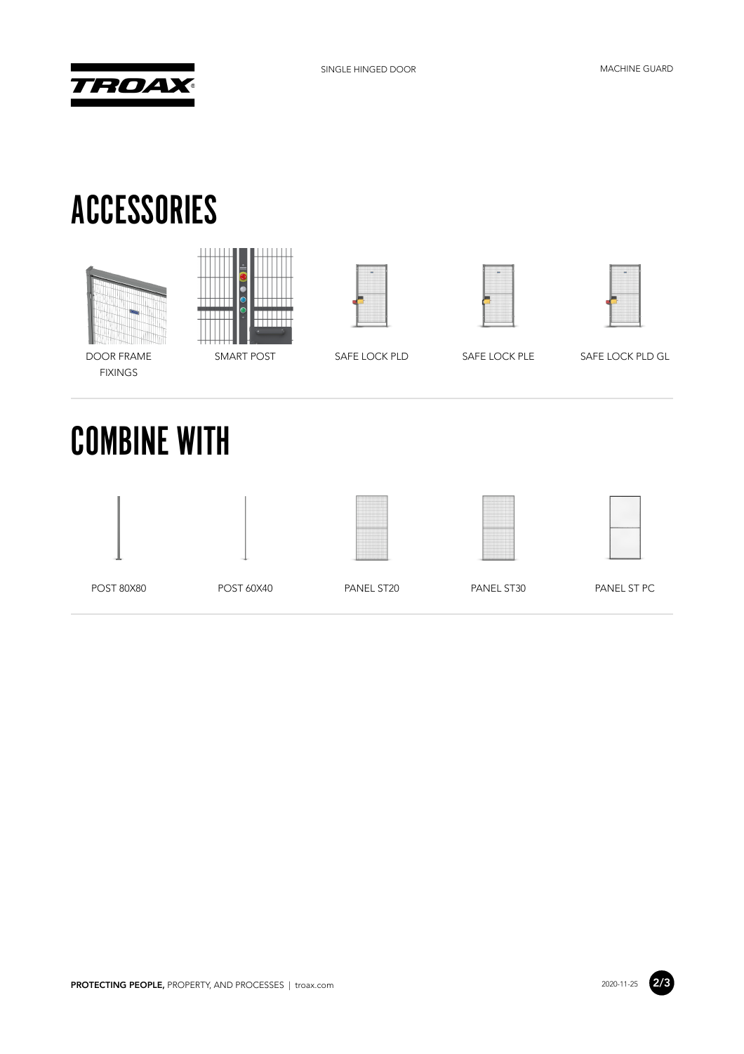# ACCESSORIES

DOOR FRAME FIXINGS

SMART POST

SAFE LOCK PLD

SAFE LOCK PLE

SAFE LOCK PLD GL

# COMBINE WITH

POST 80X80

POST 60X40

PANEL ST20

PANEL ST30

PANEL ST PC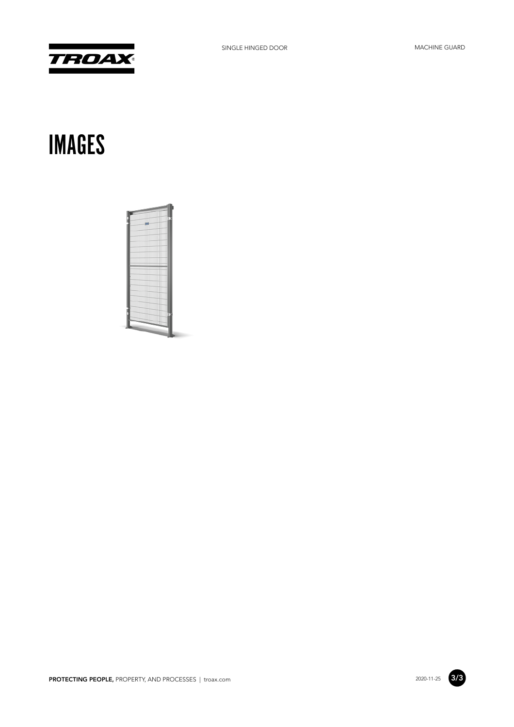# IMAGES